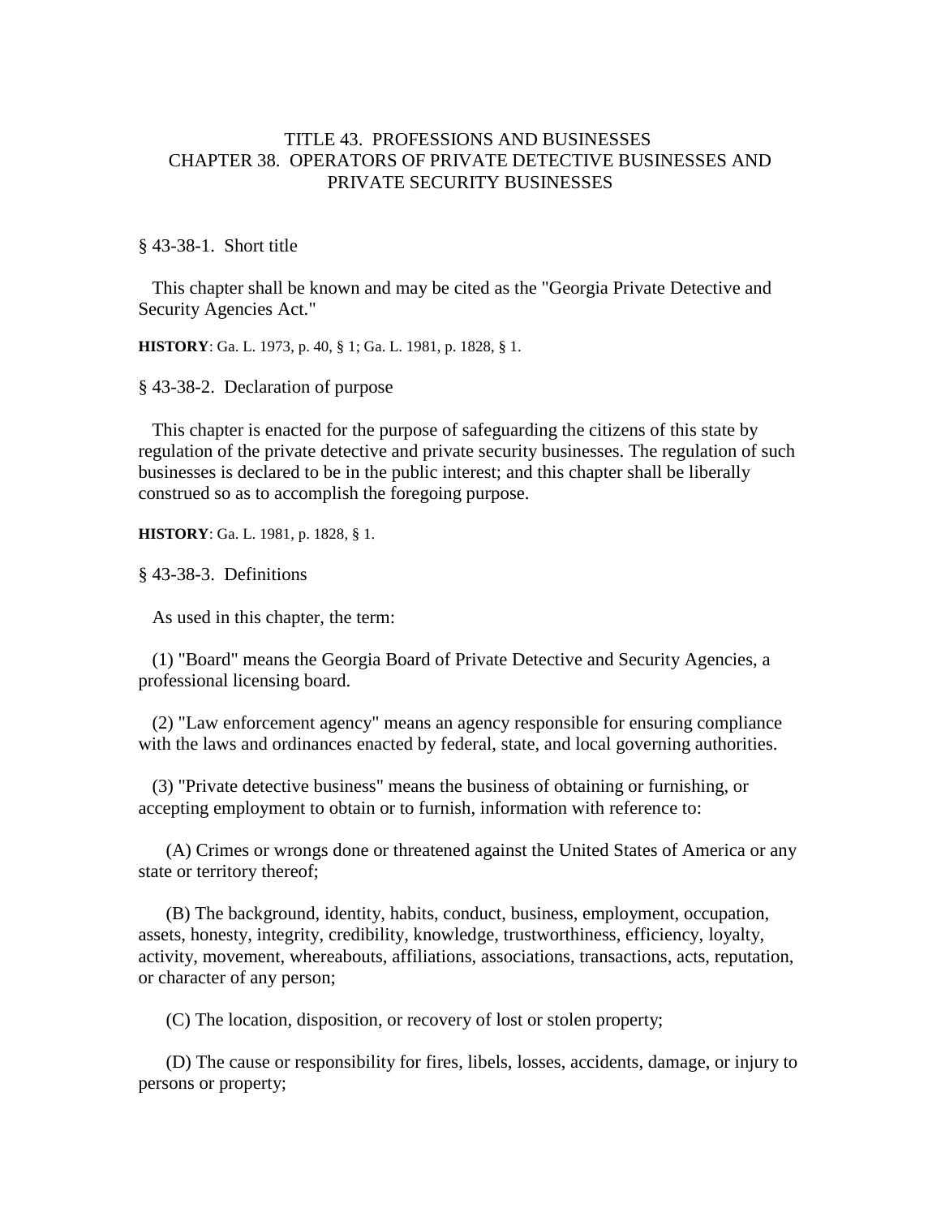# TITLE 43. PROFESSIONS AND BUSINESSES
## CHAPTER 38. OPERATORS OF PRIVATE DETECTIVE BUSINESSES AND PRIVATE SECURITY BUSINESSES

### § 43-38-1. Short title

This chapter shall be known and may be cited as the "Georgia Private Detective and Security Agencies Act."

**HISTORY**: Ga. L. 1973, p. 40, § 1; Ga. L. 1981, p. 1828, § 1.

### § 43-38-2. Declaration of purpose

This chapter is enacted for the purpose of safeguarding the citizens of this state by regulation of the private detective and private security businesses. The regulation of such businesses is declared to be in the public interest; and this chapter shall be liberally construed so as to accomplish the foregoing purpose.

**HISTORY**: Ga. L. 1981, p. 1828, § 1.

### § 43-38-3. Definitions

As used in this chapter, the term:

(1) "Board" means the Georgia Board of Private Detective and Security Agencies, a professional licensing board.

(2) "Law enforcement agency" means an agency responsible for ensuring compliance with the laws and ordinances enacted by federal, state, and local governing authorities.

(3) "Private detective business" means the business of obtaining or furnishing, or accepting employment to obtain or to furnish, information with reference to:

(A) Crimes or wrongs done or threatened against the United States of America or any state or territory thereof;

(B) The background, identity, habits, conduct, business, employment, occupation, assets, honesty, integrity, credibility, knowledge, trustworthiness, efficiency, loyalty, activity, movement, whereabouts, affiliations, associations, transactions, acts, reputation, or character of any person;

(C) The location, disposition, or recovery of lost or stolen property;

(D) The cause or responsibility for fires, libels, losses, accidents, damage, or injury to persons or property;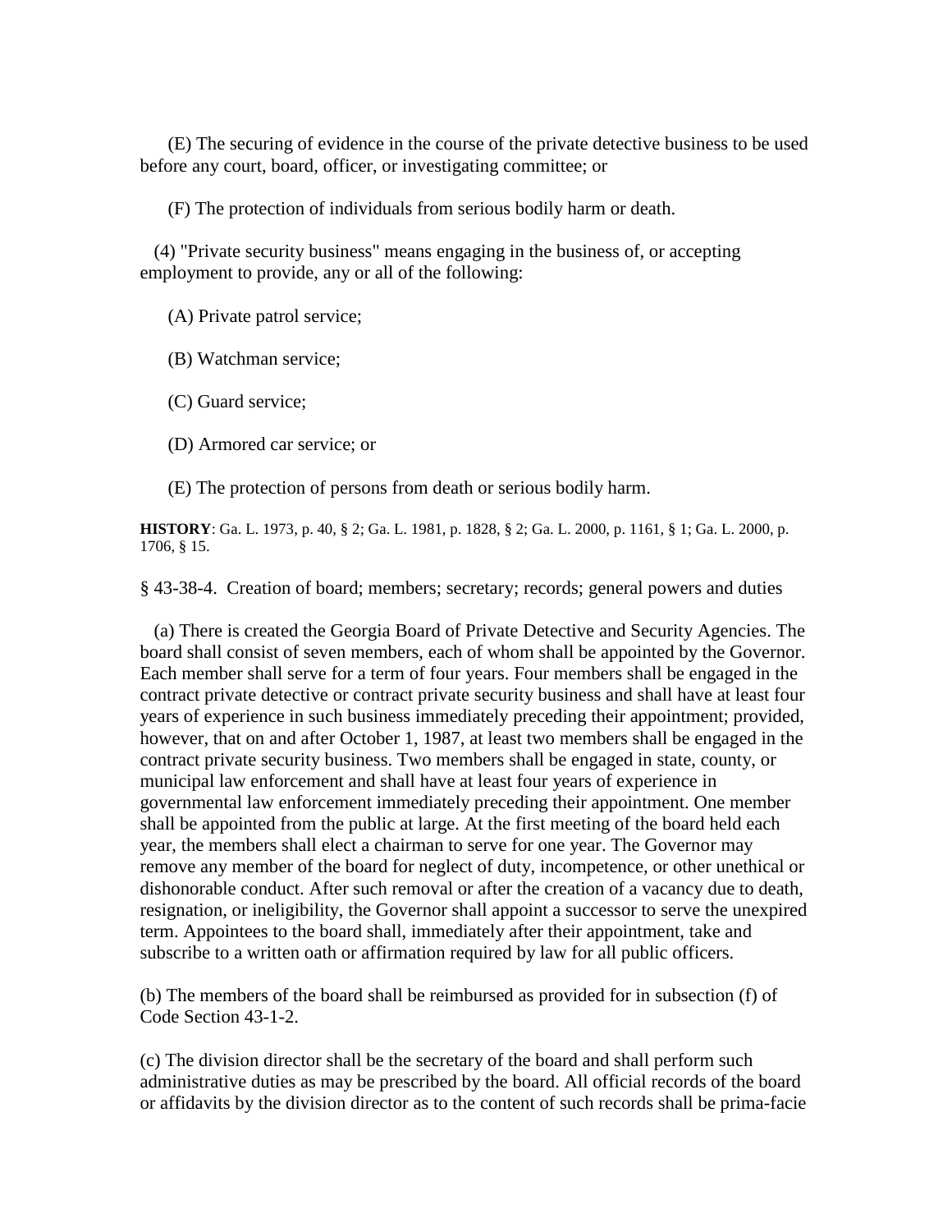(E) The securing of evidence in the course of the private detective business to be used before any court, board, officer, or investigating committee; or

(F) The protection of individuals from serious bodily harm or death.

(4) "Private security business" means engaging in the business of, or accepting employment to provide, any or all of the following:

(A) Private patrol service;

(B) Watchman service;

(C) Guard service;

(D) Armored car service; or

(E) The protection of persons from death or serious bodily harm.

**HISTORY**: Ga. L. 1973, p. 40, § 2; Ga. L. 1981, p. 1828, § 2; Ga. L. 2000, p. 1161, § 1; Ga. L. 2000, p. 1706, § 15.

§ 43-38-4. Creation of board; members; secretary; records; general powers and duties

(a) There is created the Georgia Board of Private Detective and Security Agencies. The board shall consist of seven members, each of whom shall be appointed by the Governor. Each member shall serve for a term of four years. Four members shall be engaged in the contract private detective or contract private security business and shall have at least four years of experience in such business immediately preceding their appointment; provided, however, that on and after October 1, 1987, at least two members shall be engaged in the contract private security business. Two members shall be engaged in state, county, or municipal law enforcement and shall have at least four years of experience in governmental law enforcement immediately preceding their appointment. One member shall be appointed from the public at large. At the first meeting of the board held each year, the members shall elect a chairman to serve for one year. The Governor may remove any member of the board for neglect of duty, incompetence, or other unethical or dishonorable conduct. After such removal or after the creation of a vacancy due to death, resignation, or ineligibility, the Governor shall appoint a successor to serve the unexpired term. Appointees to the board shall, immediately after their appointment, take and subscribe to a written oath or affirmation required by law for all public officers.

(b) The members of the board shall be reimbursed as provided for in subsection (f) of Code Section 43-1-2.

(c) The division director shall be the secretary of the board and shall perform such administrative duties as may be prescribed by the board. All official records of the board or affidavits by the division director as to the content of such records shall be prima-facie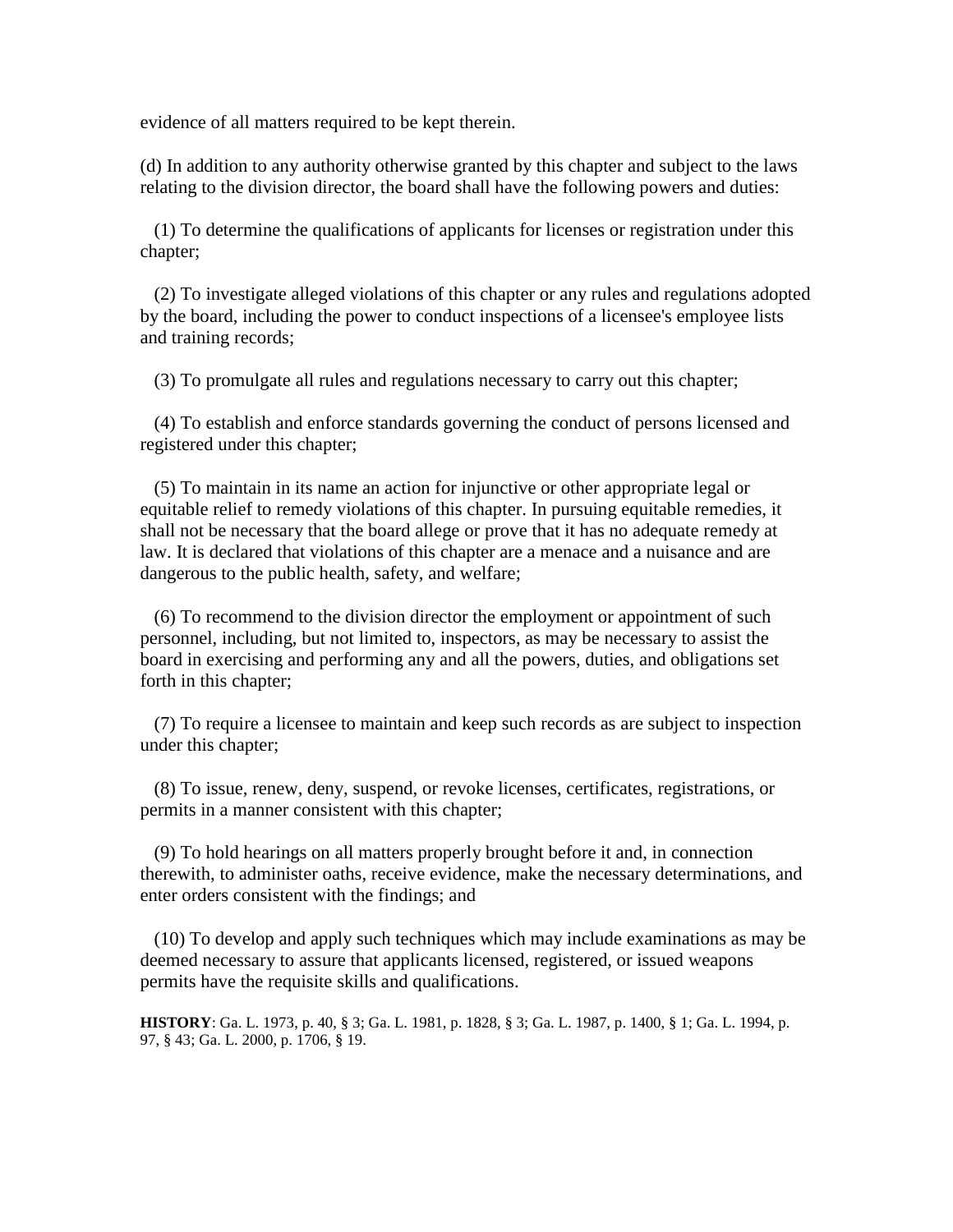evidence of all matters required to be kept therein.

(d) In addition to any authority otherwise granted by this chapter and subject to the laws relating to the division director, the board shall have the following powers and duties:

(1) To determine the qualifications of applicants for licenses or registration under this chapter;

(2) To investigate alleged violations of this chapter or any rules and regulations adopted by the board, including the power to conduct inspections of a licensee's employee lists and training records;

(3) To promulgate all rules and regulations necessary to carry out this chapter;

(4) To establish and enforce standards governing the conduct of persons licensed and registered under this chapter;

(5) To maintain in its name an action for injunctive or other appropriate legal or equitable relief to remedy violations of this chapter. In pursuing equitable remedies, it shall not be necessary that the board allege or prove that it has no adequate remedy at law. It is declared that violations of this chapter are a menace and a nuisance and are dangerous to the public health, safety, and welfare;

(6) To recommend to the division director the employment or appointment of such personnel, including, but not limited to, inspectors, as may be necessary to assist the board in exercising and performing any and all the powers, duties, and obligations set forth in this chapter;

(7) To require a licensee to maintain and keep such records as are subject to inspection under this chapter;

(8) To issue, renew, deny, suspend, or revoke licenses, certificates, registrations, or permits in a manner consistent with this chapter;

(9) To hold hearings on all matters properly brought before it and, in connection therewith, to administer oaths, receive evidence, make the necessary determinations, and enter orders consistent with the findings; and

(10) To develop and apply such techniques which may include examinations as may be deemed necessary to assure that applicants licensed, registered, or issued weapons permits have the requisite skills and qualifications.

**HISTORY**: Ga. L. 1973, p. 40, § 3; Ga. L. 1981, p. 1828, § 3; Ga. L. 1987, p. 1400, § 1; Ga. L. 1994, p. 97, § 43; Ga. L. 2000, p. 1706, § 19.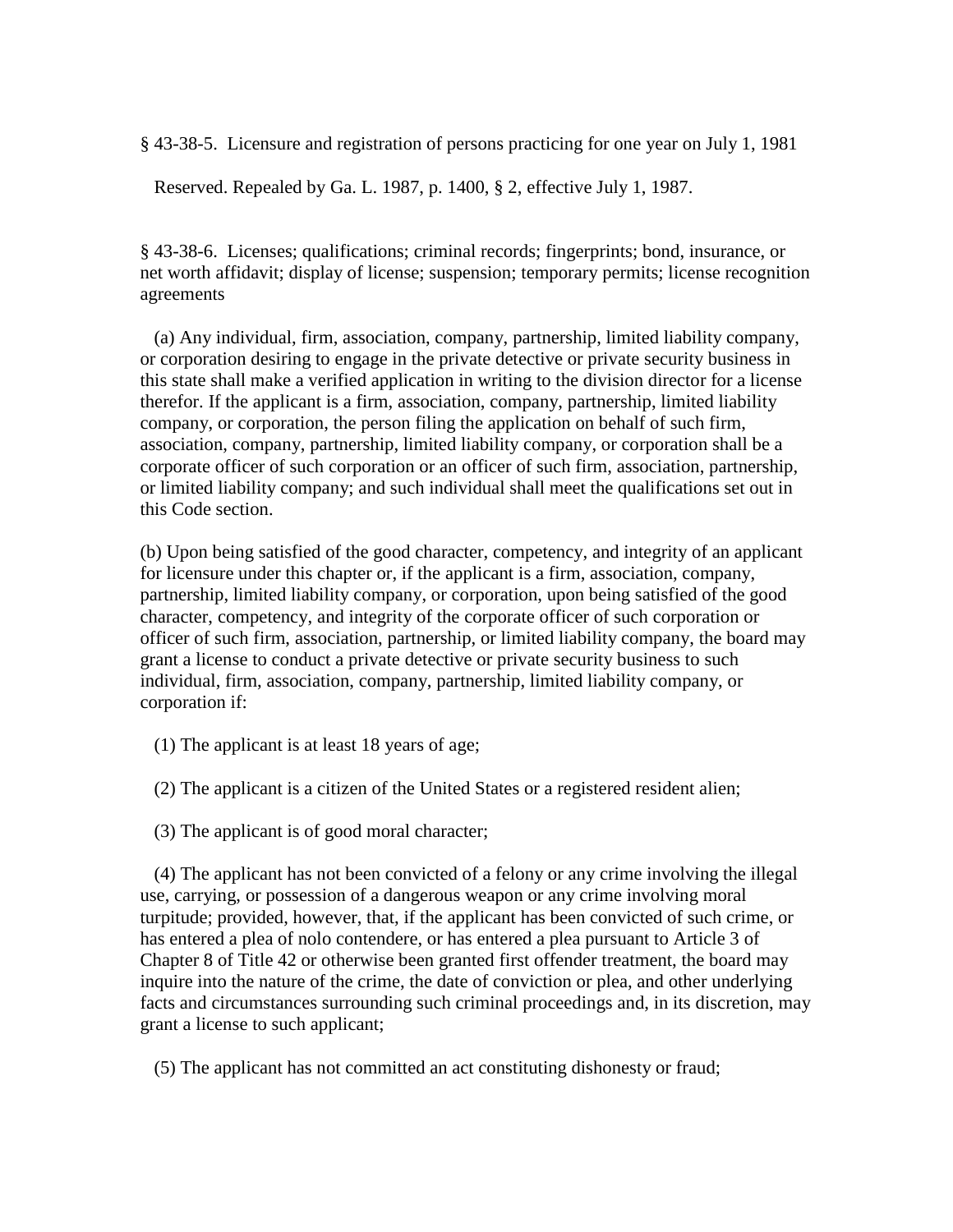§ 43-38-5. Licensure and registration of persons practicing for one year on July 1, 1981

Reserved. Repealed by Ga. L. 1987, p. 1400, § 2, effective July 1, 1987.

§ 43-38-6. Licenses; qualifications; criminal records; fingerprints; bond, insurance, or net worth affidavit; display of license; suspension; temporary permits; license recognition agreements

(a) Any individual, firm, association, company, partnership, limited liability company, or corporation desiring to engage in the private detective or private security business in this state shall make a verified application in writing to the division director for a license therefor. If the applicant is a firm, association, company, partnership, limited liability company, or corporation, the person filing the application on behalf of such firm, association, company, partnership, limited liability company, or corporation shall be a corporate officer of such corporation or an officer of such firm, association, partnership, or limited liability company; and such individual shall meet the qualifications set out in this Code section.

(b) Upon being satisfied of the good character, competency, and integrity of an applicant for licensure under this chapter or, if the applicant is a firm, association, company, partnership, limited liability company, or corporation, upon being satisfied of the good character, competency, and integrity of the corporate officer of such corporation or officer of such firm, association, partnership, or limited liability company, the board may grant a license to conduct a private detective or private security business to such individual, firm, association, company, partnership, limited liability company, or corporation if:

(1) The applicant is at least 18 years of age;

(2) The applicant is a citizen of the United States or a registered resident alien;

(3) The applicant is of good moral character;

(4) The applicant has not been convicted of a felony or any crime involving the illegal use, carrying, or possession of a dangerous weapon or any crime involving moral turpitude; provided, however, that, if the applicant has been convicted of such crime, or has entered a plea of nolo contendere, or has entered a plea pursuant to Article 3 of Chapter 8 of Title 42 or otherwise been granted first offender treatment, the board may inquire into the nature of the crime, the date of conviction or plea, and other underlying facts and circumstances surrounding such criminal proceedings and, in its discretion, may grant a license to such applicant;

(5) The applicant has not committed an act constituting dishonesty or fraud;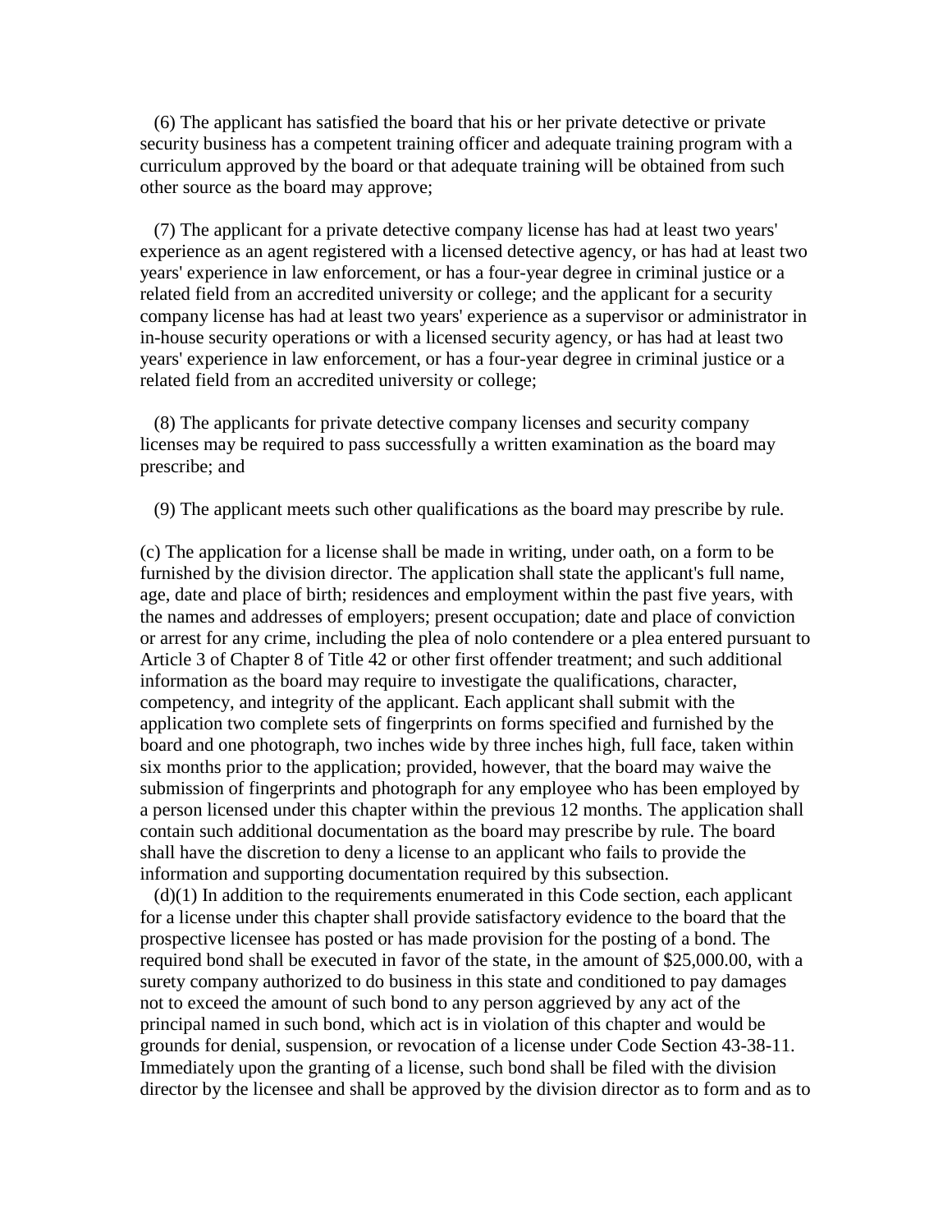(6) The applicant has satisfied the board that his or her private detective or private security business has a competent training officer and adequate training program with a curriculum approved by the board or that adequate training will be obtained from such other source as the board may approve;

(7) The applicant for a private detective company license has had at least two years' experience as an agent registered with a licensed detective agency, or has had at least two years' experience in law enforcement, or has a four-year degree in criminal justice or a related field from an accredited university or college; and the applicant for a security company license has had at least two years' experience as a supervisor or administrator in in-house security operations or with a licensed security agency, or has had at least two years' experience in law enforcement, or has a four-year degree in criminal justice or a related field from an accredited university or college;

(8) The applicants for private detective company licenses and security company licenses may be required to pass successfully a written examination as the board may prescribe; and

(9) The applicant meets such other qualifications as the board may prescribe by rule.

(c) The application for a license shall be made in writing, under oath, on a form to be furnished by the division director. The application shall state the applicant's full name, age, date and place of birth; residences and employment within the past five years, with the names and addresses of employers; present occupation; date and place of conviction or arrest for any crime, including the plea of nolo contendere or a plea entered pursuant to Article 3 of Chapter 8 of Title 42 or other first offender treatment; and such additional information as the board may require to investigate the qualifications, character, competency, and integrity of the applicant. Each applicant shall submit with the application two complete sets of fingerprints on forms specified and furnished by the board and one photograph, two inches wide by three inches high, full face, taken within six months prior to the application; provided, however, that the board may waive the submission of fingerprints and photograph for any employee who has been employed by a person licensed under this chapter within the previous 12 months. The application shall contain such additional documentation as the board may prescribe by rule. The board shall have the discretion to deny a license to an applicant who fails to provide the information and supporting documentation required by this subsection.

(d)(1) In addition to the requirements enumerated in this Code section, each applicant for a license under this chapter shall provide satisfactory evidence to the board that the prospective licensee has posted or has made provision for the posting of a bond. The required bond shall be executed in favor of the state, in the amount of $25,000.00, with a surety company authorized to do business in this state and conditioned to pay damages not to exceed the amount of such bond to any person aggrieved by any act of the principal named in such bond, which act is in violation of this chapter and would be grounds for denial, suspension, or revocation of a license under Code Section 43-38-11. Immediately upon the granting of a license, such bond shall be filed with the division director by the licensee and shall be approved by the division director as to form and as to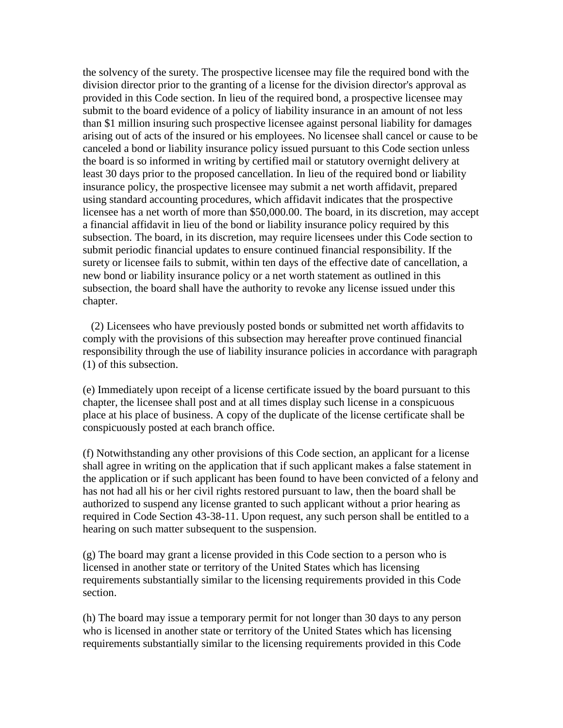the solvency of the surety. The prospective licensee may file the required bond with the division director prior to the granting of a license for the division director's approval as provided in this Code section. In lieu of the required bond, a prospective licensee may submit to the board evidence of a policy of liability insurance in an amount of not less than $1 million insuring such prospective licensee against personal liability for damages arising out of acts of the insured or his employees. No licensee shall cancel or cause to be canceled a bond or liability insurance policy issued pursuant to this Code section unless the board is so informed in writing by certified mail or statutory overnight delivery at least 30 days prior to the proposed cancellation. In lieu of the required bond or liability insurance policy, the prospective licensee may submit a net worth affidavit, prepared using standard accounting procedures, which affidavit indicates that the prospective licensee has a net worth of more than $50,000.00. The board, in its discretion, may accept a financial affidavit in lieu of the bond or liability insurance policy required by this subsection. The board, in its discretion, may require licensees under this Code section to submit periodic financial updates to ensure continued financial responsibility. If the surety or licensee fails to submit, within ten days of the effective date of cancellation, a new bond or liability insurance policy or a net worth statement as outlined in this subsection, the board shall have the authority to revoke any license issued under this chapter.

(2) Licensees who have previously posted bonds or submitted net worth affidavits to comply with the provisions of this subsection may hereafter prove continued financial responsibility through the use of liability insurance policies in accordance with paragraph (1) of this subsection.

(e) Immediately upon receipt of a license certificate issued by the board pursuant to this chapter, the licensee shall post and at all times display such license in a conspicuous place at his place of business. A copy of the duplicate of the license certificate shall be conspicuously posted at each branch office.

(f) Notwithstanding any other provisions of this Code section, an applicant for a license shall agree in writing on the application that if such applicant makes a false statement in the application or if such applicant has been found to have been convicted of a felony and has not had all his or her civil rights restored pursuant to law, then the board shall be authorized to suspend any license granted to such applicant without a prior hearing as required in Code Section 43-38-11. Upon request, any such person shall be entitled to a hearing on such matter subsequent to the suspension.

(g) The board may grant a license provided in this Code section to a person who is licensed in another state or territory of the United States which has licensing requirements substantially similar to the licensing requirements provided in this Code section.

(h) The board may issue a temporary permit for not longer than 30 days to any person who is licensed in another state or territory of the United States which has licensing requirements substantially similar to the licensing requirements provided in this Code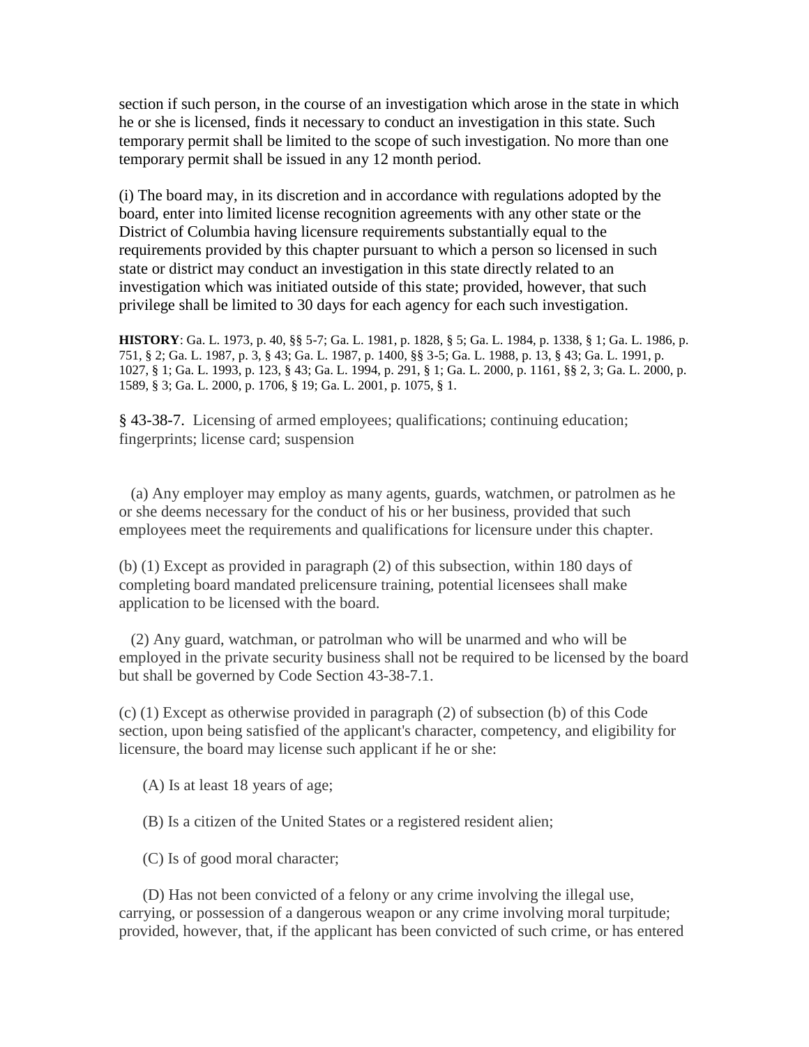section if such person, in the course of an investigation which arose in the state in which he or she is licensed, finds it necessary to conduct an investigation in this state. Such temporary permit shall be limited to the scope of such investigation. No more than one temporary permit shall be issued in any 12 month period.

(i) The board may, in its discretion and in accordance with regulations adopted by the board, enter into limited license recognition agreements with any other state or the District of Columbia having licensure requirements substantially equal to the requirements provided by this chapter pursuant to which a person so licensed in such state or district may conduct an investigation in this state directly related to an investigation which was initiated outside of this state; provided, however, that such privilege shall be limited to 30 days for each agency for each such investigation.

**HISTORY**: Ga. L. 1973, p. 40, §§ 5-7; Ga. L. 1981, p. 1828, § 5; Ga. L. 1984, p. 1338, § 1; Ga. L. 1986, p. 751, § 2; Ga. L. 1987, p. 3, § 43; Ga. L. 1987, p. 1400, §§ 3-5; Ga. L. 1988, p. 13, § 43; Ga. L. 1991, p. 1027, § 1; Ga. L. 1993, p. 123, § 43; Ga. L. 1994, p. 291, § 1; Ga. L. 2000, p. 1161, §§ 2, 3; Ga. L. 2000, p. 1589, § 3; Ga. L. 2000, p. 1706, § 19; Ga. L. 2001, p. 1075, § 1.

§ 43-38-7. Licensing of armed employees; qualifications; continuing education; fingerprints; license card; suspension

(a) Any employer may employ as many agents, guards, watchmen, or patrolmen as he or she deems necessary for the conduct of his or her business, provided that such employees meet the requirements and qualifications for licensure under this chapter.

(b) (1) Except as provided in paragraph (2) of this subsection, within 180 days of completing board mandated prelicensure training, potential licensees shall make application to be licensed with the board.

(2) Any guard, watchman, or patrolman who will be unarmed and who will be employed in the private security business shall not be required to be licensed by the board but shall be governed by Code Section 43-38-7.1.

(c) (1) Except as otherwise provided in paragraph (2) of subsection (b) of this Code section, upon being satisfied of the applicant's character, competency, and eligibility for licensure, the board may license such applicant if he or she:

(A) Is at least 18 years of age;

(B) Is a citizen of the United States or a registered resident alien;

(C) Is of good moral character;

(D) Has not been convicted of a felony or any crime involving the illegal use, carrying, or possession of a dangerous weapon or any crime involving moral turpitude; provided, however, that, if the applicant has been convicted of such crime, or has entered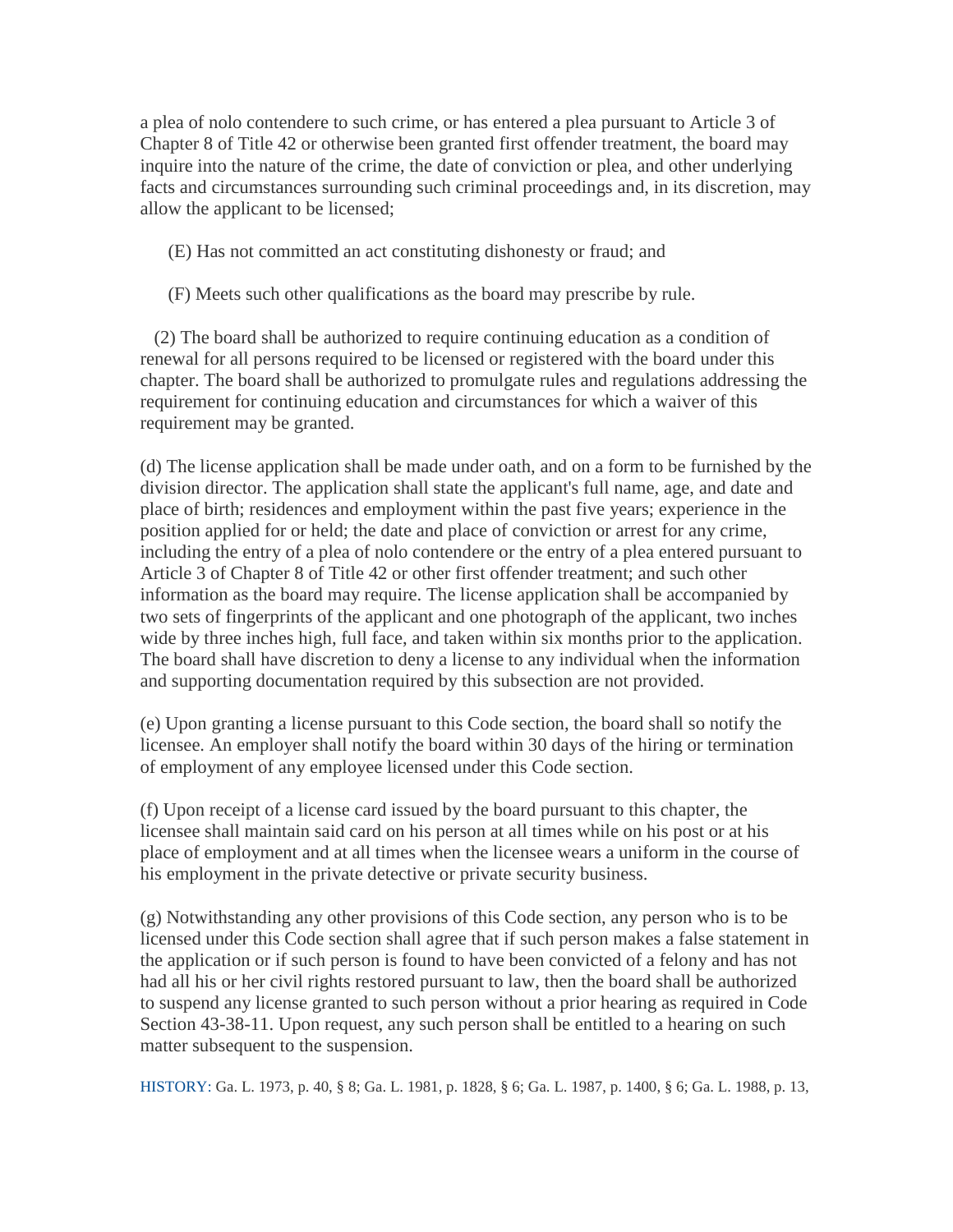a plea of nolo contendere to such crime, or has entered a plea pursuant to Article 3 of Chapter 8 of Title 42 or otherwise been granted first offender treatment, the board may inquire into the nature of the crime, the date of conviction or plea, and other underlying facts and circumstances surrounding such criminal proceedings and, in its discretion, may allow the applicant to be licensed;

(E) Has not committed an act constituting dishonesty or fraud; and

(F) Meets such other qualifications as the board may prescribe by rule.

(2) The board shall be authorized to require continuing education as a condition of renewal for all persons required to be licensed or registered with the board under this chapter. The board shall be authorized to promulgate rules and regulations addressing the requirement for continuing education and circumstances for which a waiver of this requirement may be granted.

(d) The license application shall be made under oath, and on a form to be furnished by the division director. The application shall state the applicant's full name, age, and date and place of birth; residences and employment within the past five years; experience in the position applied for or held; the date and place of conviction or arrest for any crime, including the entry of a plea of nolo contendere or the entry of a plea entered pursuant to Article 3 of Chapter 8 of Title 42 or other first offender treatment; and such other information as the board may require. The license application shall be accompanied by two sets of fingerprints of the applicant and one photograph of the applicant, two inches wide by three inches high, full face, and taken within six months prior to the application. The board shall have discretion to deny a license to any individual when the information and supporting documentation required by this subsection are not provided.

(e) Upon granting a license pursuant to this Code section, the board shall so notify the licensee. An employer shall notify the board within 30 days of the hiring or termination of employment of any employee licensed under this Code section.

(f) Upon receipt of a license card issued by the board pursuant to this chapter, the licensee shall maintain said card on his person at all times while on his post or at his place of employment and at all times when the licensee wears a uniform in the course of his employment in the private detective or private security business.

(g) Notwithstanding any other provisions of this Code section, any person who is to be licensed under this Code section shall agree that if such person makes a false statement in the application or if such person is found to have been convicted of a felony and has not had all his or her civil rights restored pursuant to law, then the board shall be authorized to suspend any license granted to such person without a prior hearing as required in Code Section 43-38-11. Upon request, any such person shall be entitled to a hearing on such matter subsequent to the suspension.

HISTORY: Ga. L. 1973, p. 40, § 8; Ga. L. 1981, p. 1828, § 6; Ga. L. 1987, p. 1400, § 6; Ga. L. 1988, p. 13,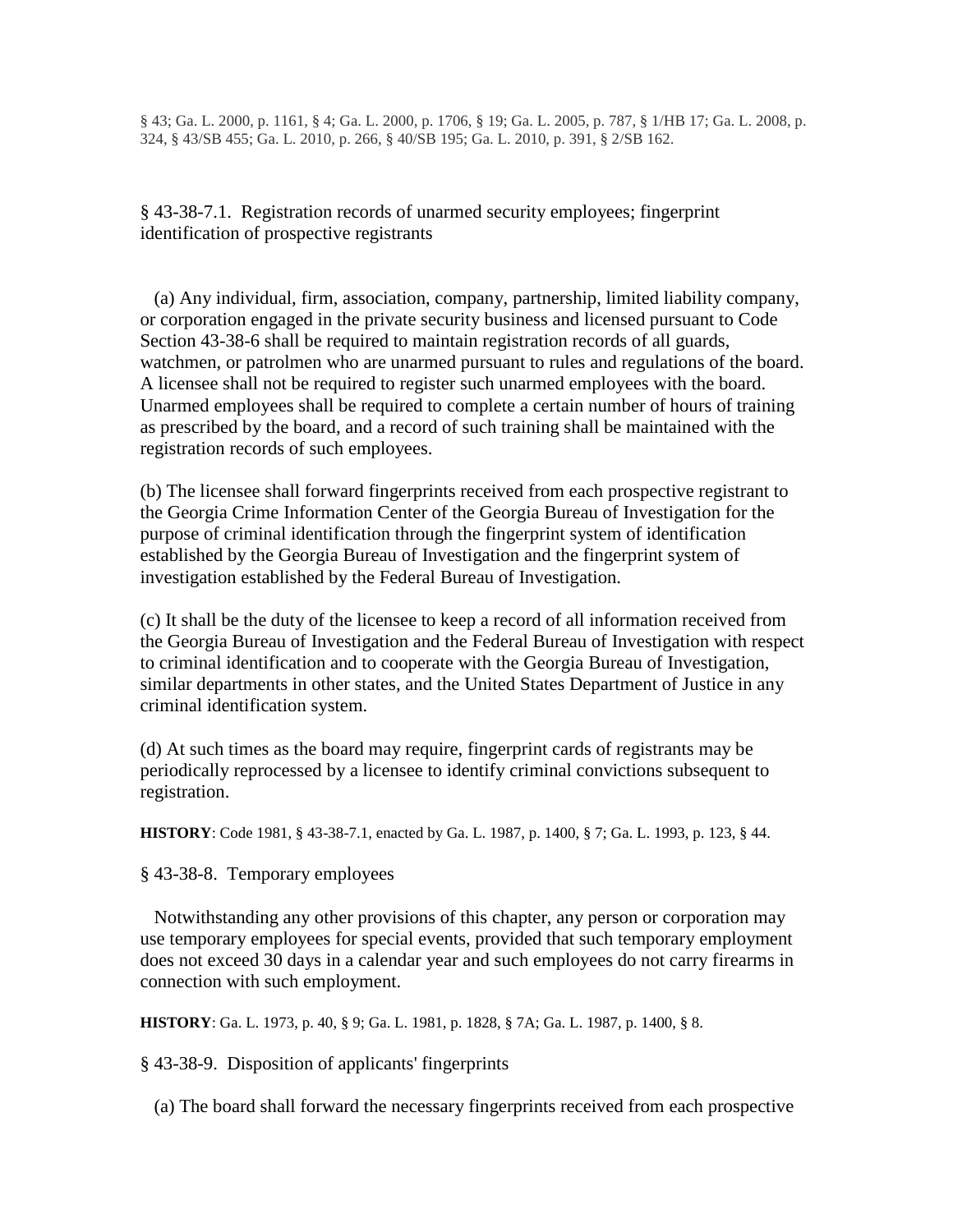§ 43; Ga. L. 2000, p. 1161, § 4; Ga. L. 2000, p. 1706, § 19; Ga. L. 2005, p. 787, § 1/HB 17; Ga. L. 2008, p. 324, § 43/SB 455; Ga. L. 2010, p. 266, § 40/SB 195; Ga. L. 2010, p. 391, § 2/SB 162.

§ 43-38-7.1. Registration records of unarmed security employees; fingerprint identification of prospective registrants

(a) Any individual, firm, association, company, partnership, limited liability company, or corporation engaged in the private security business and licensed pursuant to Code Section 43-38-6 shall be required to maintain registration records of all guards, watchmen, or patrolmen who are unarmed pursuant to rules and regulations of the board. A licensee shall not be required to register such unarmed employees with the board. Unarmed employees shall be required to complete a certain number of hours of training as prescribed by the board, and a record of such training shall be maintained with the registration records of such employees.

(b) The licensee shall forward fingerprints received from each prospective registrant to the Georgia Crime Information Center of the Georgia Bureau of Investigation for the purpose of criminal identification through the fingerprint system of identification established by the Georgia Bureau of Investigation and the fingerprint system of investigation established by the Federal Bureau of Investigation.

(c) It shall be the duty of the licensee to keep a record of all information received from the Georgia Bureau of Investigation and the Federal Bureau of Investigation with respect to criminal identification and to cooperate with the Georgia Bureau of Investigation, similar departments in other states, and the United States Department of Justice in any criminal identification system.

(d) At such times as the board may require, fingerprint cards of registrants may be periodically reprocessed by a licensee to identify criminal convictions subsequent to registration.

**HISTORY**: Code 1981, § 43-38-7.1, enacted by Ga. L. 1987, p. 1400, § 7; Ga. L. 1993, p. 123, § 44.

§ 43-38-8. Temporary employees

Notwithstanding any other provisions of this chapter, any person or corporation may use temporary employees for special events, provided that such temporary employment does not exceed 30 days in a calendar year and such employees do not carry firearms in connection with such employment.

**HISTORY**: Ga. L. 1973, p. 40, § 9; Ga. L. 1981, p. 1828, § 7A; Ga. L. 1987, p. 1400, § 8.

§ 43-38-9. Disposition of applicants' fingerprints

(a) The board shall forward the necessary fingerprints received from each prospective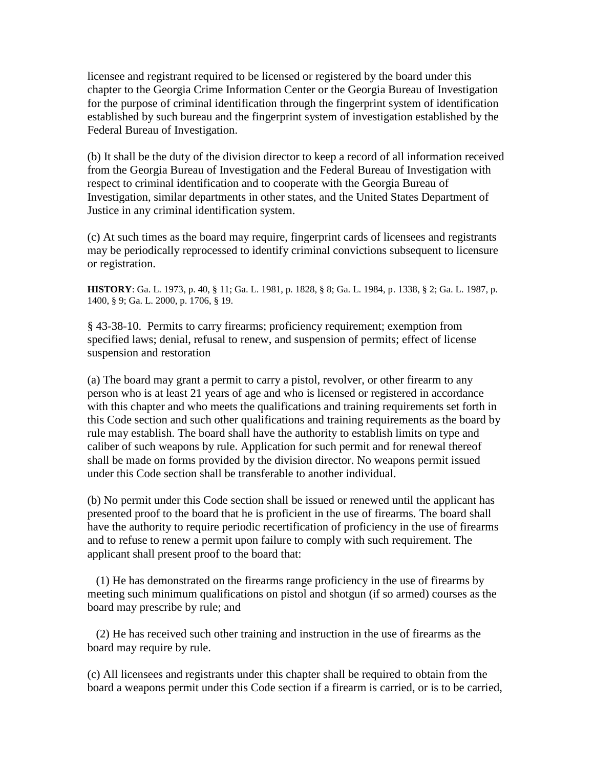licensee and registrant required to be licensed or registered by the board under this chapter to the Georgia Crime Information Center or the Georgia Bureau of Investigation for the purpose of criminal identification through the fingerprint system of identification established by such bureau and the fingerprint system of investigation established by the Federal Bureau of Investigation.

(b) It shall be the duty of the division director to keep a record of all information received from the Georgia Bureau of Investigation and the Federal Bureau of Investigation with respect to criminal identification and to cooperate with the Georgia Bureau of Investigation, similar departments in other states, and the United States Department of Justice in any criminal identification system.

(c) At such times as the board may require, fingerprint cards of licensees and registrants may be periodically reprocessed to identify criminal convictions subsequent to licensure or registration.

**HISTORY**: Ga. L. 1973, p. 40, § 11; Ga. L. 1981, p. 1828, § 8; Ga. L. 1984, p. 1338, § 2; Ga. L. 1987, p. 1400, § 9; Ga. L. 2000, p. 1706, § 19.

§ 43-38-10. Permits to carry firearms; proficiency requirement; exemption from specified laws; denial, refusal to renew, and suspension of permits; effect of license suspension and restoration

(a) The board may grant a permit to carry a pistol, revolver, or other firearm to any person who is at least 21 years of age and who is licensed or registered in accordance with this chapter and who meets the qualifications and training requirements set forth in this Code section and such other qualifications and training requirements as the board by rule may establish. The board shall have the authority to establish limits on type and caliber of such weapons by rule. Application for such permit and for renewal thereof shall be made on forms provided by the division director. No weapons permit issued under this Code section shall be transferable to another individual.

(b) No permit under this Code section shall be issued or renewed until the applicant has presented proof to the board that he is proficient in the use of firearms. The board shall have the authority to require periodic recertification of proficiency in the use of firearms and to refuse to renew a permit upon failure to comply with such requirement. The applicant shall present proof to the board that:

(1) He has demonstrated on the firearms range proficiency in the use of firearms by meeting such minimum qualifications on pistol and shotgun (if so armed) courses as the board may prescribe by rule; and

(2) He has received such other training and instruction in the use of firearms as the board may require by rule.

(c) All licensees and registrants under this chapter shall be required to obtain from the board a weapons permit under this Code section if a firearm is carried, or is to be carried,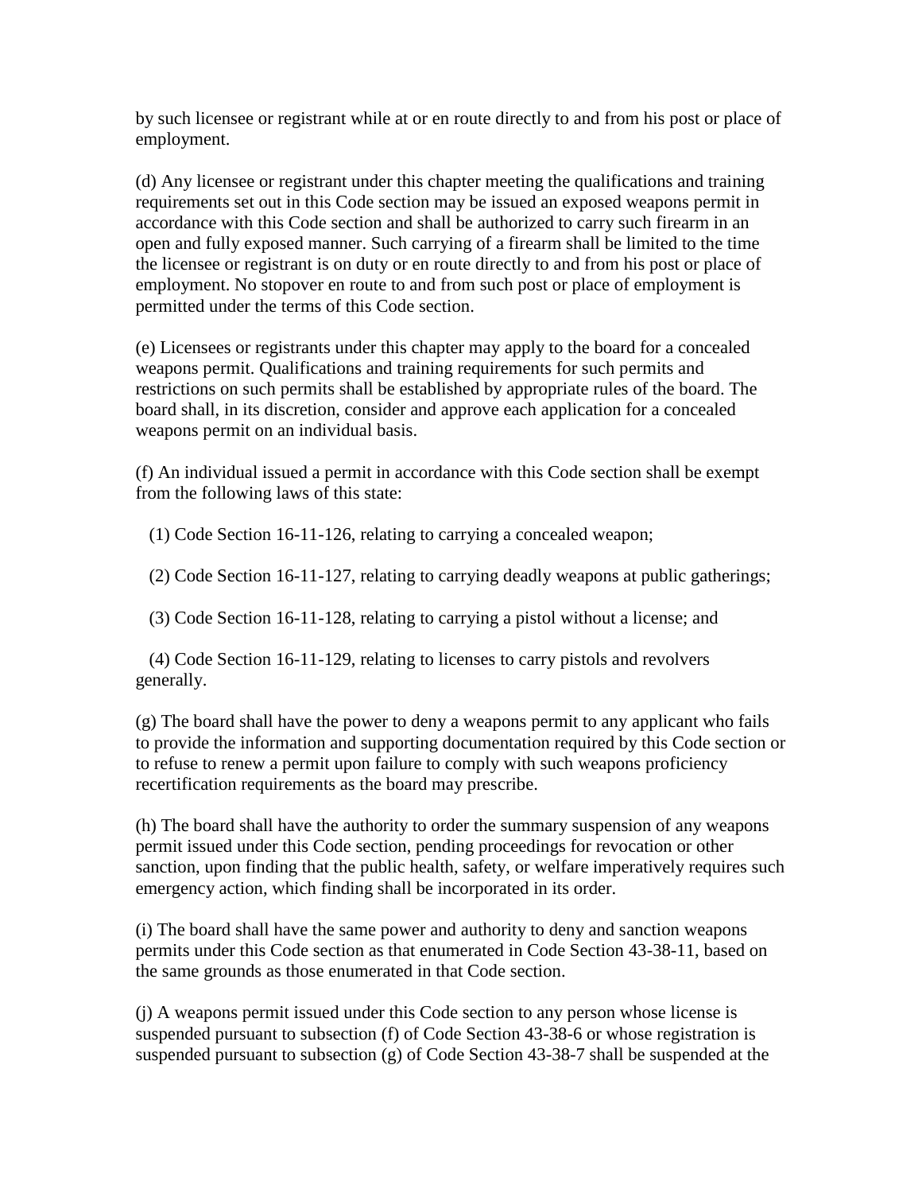by such licensee or registrant while at or en route directly to and from his post or place of employment.

(d) Any licensee or registrant under this chapter meeting the qualifications and training requirements set out in this Code section may be issued an exposed weapons permit in accordance with this Code section and shall be authorized to carry such firearm in an open and fully exposed manner. Such carrying of a firearm shall be limited to the time the licensee or registrant is on duty or en route directly to and from his post or place of employment. No stopover en route to and from such post or place of employment is permitted under the terms of this Code section.

(e) Licensees or registrants under this chapter may apply to the board for a concealed weapons permit. Qualifications and training requirements for such permits and restrictions on such permits shall be established by appropriate rules of the board. The board shall, in its discretion, consider and approve each application for a concealed weapons permit on an individual basis.

(f) An individual issued a permit in accordance with this Code section shall be exempt from the following laws of this state:

(1) Code Section 16-11-126, relating to carrying a concealed weapon;

(2) Code Section 16-11-127, relating to carrying deadly weapons at public gatherings;

(3) Code Section 16-11-128, relating to carrying a pistol without a license; and

(4) Code Section 16-11-129, relating to licenses to carry pistols and revolvers generally.

(g) The board shall have the power to deny a weapons permit to any applicant who fails to provide the information and supporting documentation required by this Code section or to refuse to renew a permit upon failure to comply with such weapons proficiency recertification requirements as the board may prescribe.

(h) The board shall have the authority to order the summary suspension of any weapons permit issued under this Code section, pending proceedings for revocation or other sanction, upon finding that the public health, safety, or welfare imperatively requires such emergency action, which finding shall be incorporated in its order.

(i) The board shall have the same power and authority to deny and sanction weapons permits under this Code section as that enumerated in Code Section 43-38-11, based on the same grounds as those enumerated in that Code section.

(j) A weapons permit issued under this Code section to any person whose license is suspended pursuant to subsection (f) of Code Section 43-38-6 or whose registration is suspended pursuant to subsection (g) of Code Section 43-38-7 shall be suspended at the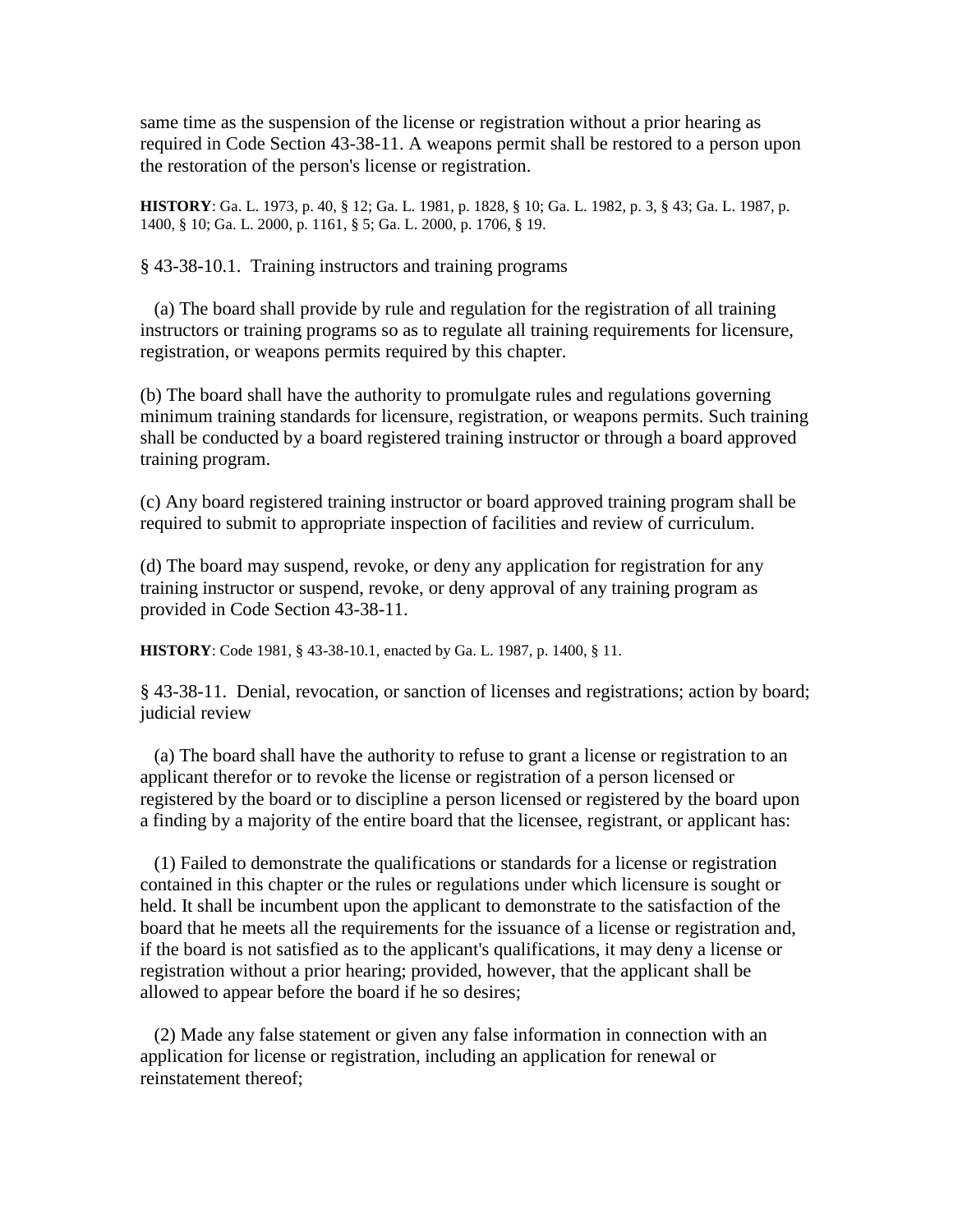same time as the suspension of the license or registration without a prior hearing as required in Code Section 43-38-11. A weapons permit shall be restored to a person upon the restoration of the person's license or registration.

**HISTORY**: Ga. L. 1973, p. 40, § 12; Ga. L. 1981, p. 1828, § 10; Ga. L. 1982, p. 3, § 43; Ga. L. 1987, p. 1400, § 10; Ga. L. 2000, p. 1161, § 5; Ga. L. 2000, p. 1706, § 19.

§ 43-38-10.1. Training instructors and training programs

(a) The board shall provide by rule and regulation for the registration of all training instructors or training programs so as to regulate all training requirements for licensure, registration, or weapons permits required by this chapter.

(b) The board shall have the authority to promulgate rules and regulations governing minimum training standards for licensure, registration, or weapons permits. Such training shall be conducted by a board registered training instructor or through a board approved training program.

(c) Any board registered training instructor or board approved training program shall be required to submit to appropriate inspection of facilities and review of curriculum.

(d) The board may suspend, revoke, or deny any application for registration for any training instructor or suspend, revoke, or deny approval of any training program as provided in Code Section 43-38-11.

**HISTORY**: Code 1981, § 43-38-10.1, enacted by Ga. L. 1987, p. 1400, § 11.

§ 43-38-11. Denial, revocation, or sanction of licenses and registrations; action by board; judicial review

(a) The board shall have the authority to refuse to grant a license or registration to an applicant therefor or to revoke the license or registration of a person licensed or registered by the board or to discipline a person licensed or registered by the board upon a finding by a majority of the entire board that the licensee, registrant, or applicant has:

(1) Failed to demonstrate the qualifications or standards for a license or registration contained in this chapter or the rules or regulations under which licensure is sought or held. It shall be incumbent upon the applicant to demonstrate to the satisfaction of the board that he meets all the requirements for the issuance of a license or registration and, if the board is not satisfied as to the applicant's qualifications, it may deny a license or registration without a prior hearing; provided, however, that the applicant shall be allowed to appear before the board if he so desires;

(2) Made any false statement or given any false information in connection with an application for license or registration, including an application for renewal or reinstatement thereof;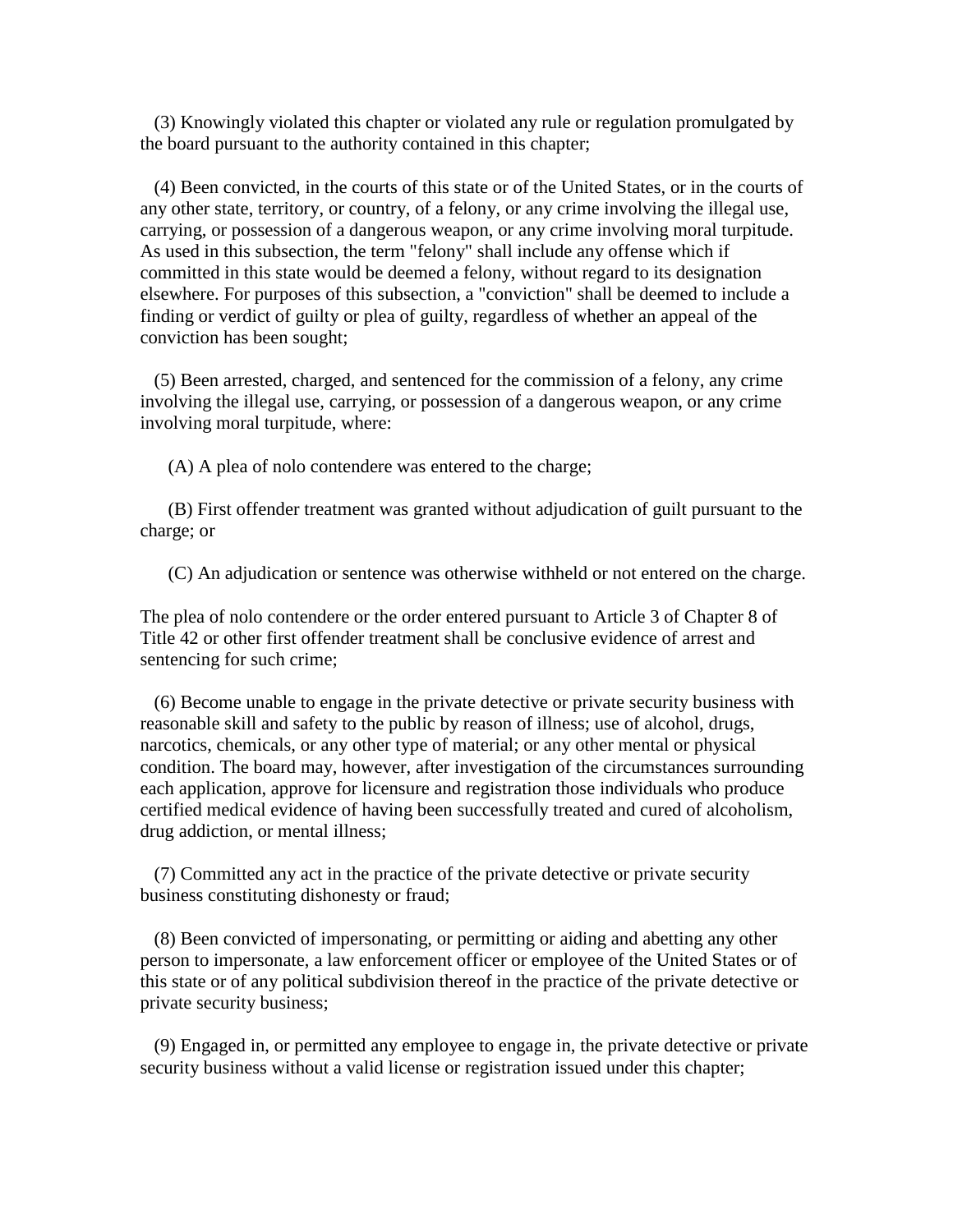(3) Knowingly violated this chapter or violated any rule or regulation promulgated by the board pursuant to the authority contained in this chapter;

(4) Been convicted, in the courts of this state or of the United States, or in the courts of any other state, territory, or country, of a felony, or any crime involving the illegal use, carrying, or possession of a dangerous weapon, or any crime involving moral turpitude. As used in this subsection, the term "felony" shall include any offense which if committed in this state would be deemed a felony, without regard to its designation elsewhere. For purposes of this subsection, a "conviction" shall be deemed to include a finding or verdict of guilty or plea of guilty, regardless of whether an appeal of the conviction has been sought;

(5) Been arrested, charged, and sentenced for the commission of a felony, any crime involving the illegal use, carrying, or possession of a dangerous weapon, or any crime involving moral turpitude, where:

(A) A plea of nolo contendere was entered to the charge;

(B) First offender treatment was granted without adjudication of guilt pursuant to the charge; or

(C) An adjudication or sentence was otherwise withheld or not entered on the charge.

The plea of nolo contendere or the order entered pursuant to Article 3 of Chapter 8 of Title 42 or other first offender treatment shall be conclusive evidence of arrest and sentencing for such crime;

(6) Become unable to engage in the private detective or private security business with reasonable skill and safety to the public by reason of illness; use of alcohol, drugs, narcotics, chemicals, or any other type of material; or any other mental or physical condition. The board may, however, after investigation of the circumstances surrounding each application, approve for licensure and registration those individuals who produce certified medical evidence of having been successfully treated and cured of alcoholism, drug addiction, or mental illness;

(7) Committed any act in the practice of the private detective or private security business constituting dishonesty or fraud;

(8) Been convicted of impersonating, or permitting or aiding and abetting any other person to impersonate, a law enforcement officer or employee of the United States or of this state or of any political subdivision thereof in the practice of the private detective or private security business;

(9) Engaged in, or permitted any employee to engage in, the private detective or private security business without a valid license or registration issued under this chapter;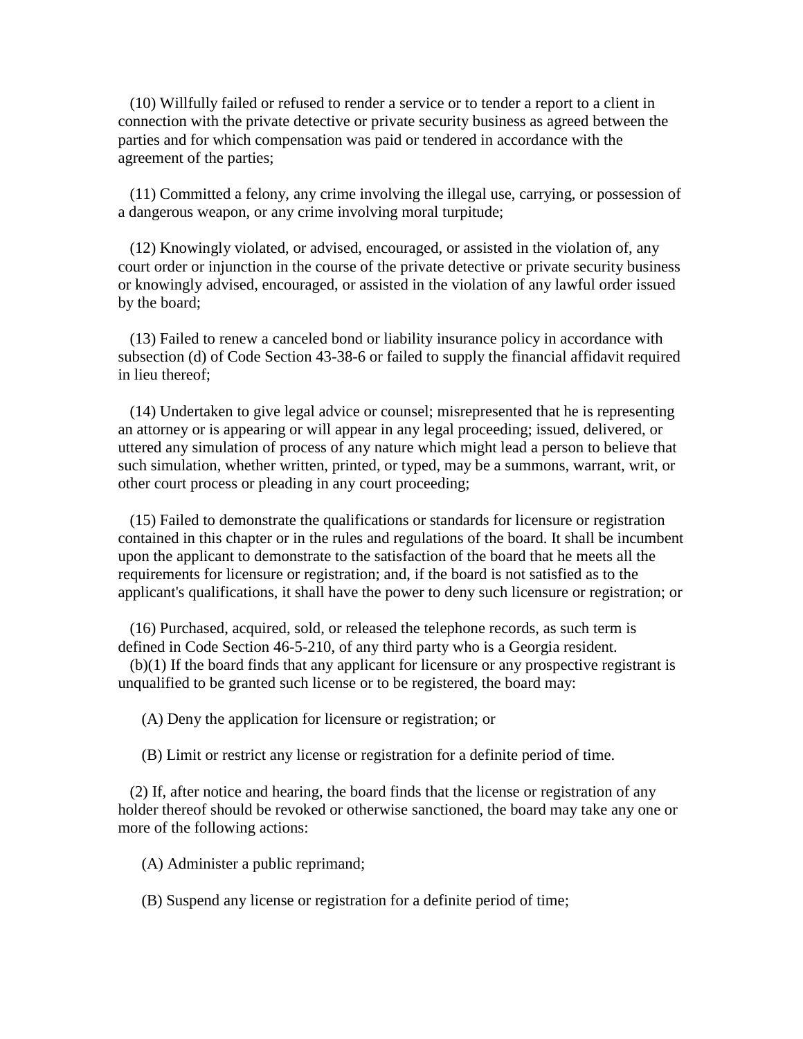(10) Willfully failed or refused to render a service or to tender a report to a client in connection with the private detective or private security business as agreed between the parties and for which compensation was paid or tendered in accordance with the agreement of the parties;

(11) Committed a felony, any crime involving the illegal use, carrying, or possession of a dangerous weapon, or any crime involving moral turpitude;

(12) Knowingly violated, or advised, encouraged, or assisted in the violation of, any court order or injunction in the course of the private detective or private security business or knowingly advised, encouraged, or assisted in the violation of any lawful order issued by the board;

(13) Failed to renew a canceled bond or liability insurance policy in accordance with subsection (d) of Code Section 43-38-6 or failed to supply the financial affidavit required in lieu thereof;

(14) Undertaken to give legal advice or counsel; misrepresented that he is representing an attorney or is appearing or will appear in any legal proceeding; issued, delivered, or uttered any simulation of process of any nature which might lead a person to believe that such simulation, whether written, printed, or typed, may be a summons, warrant, writ, or other court process or pleading in any court proceeding;

(15) Failed to demonstrate the qualifications or standards for licensure or registration contained in this chapter or in the rules and regulations of the board. It shall be incumbent upon the applicant to demonstrate to the satisfaction of the board that he meets all the requirements for licensure or registration; and, if the board is not satisfied as to the applicant's qualifications, it shall have the power to deny such licensure or registration; or

(16) Purchased, acquired, sold, or released the telephone records, as such term is defined in Code Section 46-5-210, of any third party who is a Georgia resident.

(b)(1) If the board finds that any applicant for licensure or any prospective registrant is unqualified to be granted such license or to be registered, the board may:

(A) Deny the application for licensure or registration; or

(B) Limit or restrict any license or registration for a definite period of time.

(2) If, after notice and hearing, the board finds that the license or registration of any holder thereof should be revoked or otherwise sanctioned, the board may take any one or more of the following actions:

(A) Administer a public reprimand;

(B) Suspend any license or registration for a definite period of time;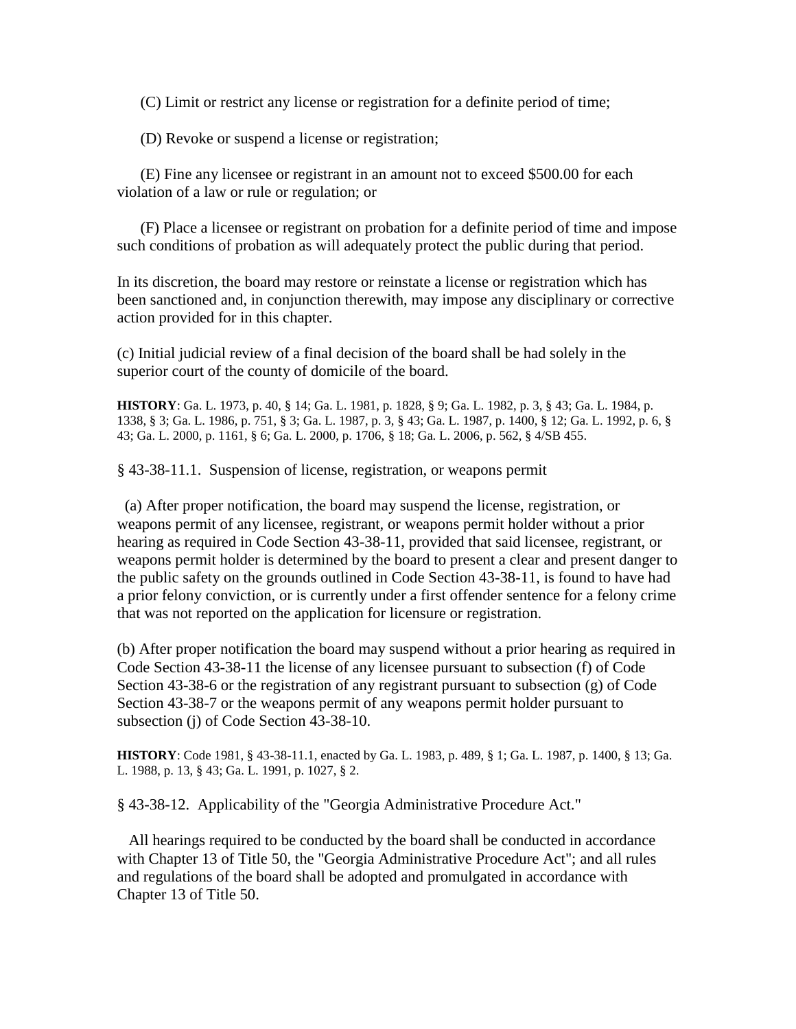(C) Limit or restrict any license or registration for a definite period of time;

(D) Revoke or suspend a license or registration;

(E) Fine any licensee or registrant in an amount not to exceed $500.00 for each violation of a law or rule or regulation; or

(F) Place a licensee or registrant on probation for a definite period of time and impose such conditions of probation as will adequately protect the public during that period.

In its discretion, the board may restore or reinstate a license or registration which has been sanctioned and, in conjunction therewith, may impose any disciplinary or corrective action provided for in this chapter.

(c) Initial judicial review of a final decision of the board shall be had solely in the superior court of the county of domicile of the board.

**HISTORY**: Ga. L. 1973, p. 40, § 14; Ga. L. 1981, p. 1828, § 9; Ga. L. 1982, p. 3, § 43; Ga. L. 1984, p. 1338, § 3; Ga. L. 1986, p. 751, § 3; Ga. L. 1987, p. 3, § 43; Ga. L. 1987, p. 1400, § 12; Ga. L. 1992, p. 6, § 43; Ga. L. 2000, p. 1161, § 6; Ga. L. 2000, p. 1706, § 18; Ga. L. 2006, p. 562, § 4/SB 455.

§ 43-38-11.1. Suspension of license, registration, or weapons permit

(a) After proper notification, the board may suspend the license, registration, or weapons permit of any licensee, registrant, or weapons permit holder without a prior hearing as required in Code Section 43-38-11, provided that said licensee, registrant, or weapons permit holder is determined by the board to present a clear and present danger to the public safety on the grounds outlined in Code Section 43-38-11, is found to have had a prior felony conviction, or is currently under a first offender sentence for a felony crime that was not reported on the application for licensure or registration.

(b) After proper notification the board may suspend without a prior hearing as required in Code Section 43-38-11 the license of any licensee pursuant to subsection (f) of Code Section 43-38-6 or the registration of any registrant pursuant to subsection (g) of Code Section 43-38-7 or the weapons permit of any weapons permit holder pursuant to subsection (j) of Code Section 43-38-10.

**HISTORY**: Code 1981, § 43-38-11.1, enacted by Ga. L. 1983, p. 489, § 1; Ga. L. 1987, p. 1400, § 13; Ga. L. 1988, p. 13, § 43; Ga. L. 1991, p. 1027, § 2.

§ 43-38-12. Applicability of the "Georgia Administrative Procedure Act."

All hearings required to be conducted by the board shall be conducted in accordance with Chapter 13 of Title 50, the "Georgia Administrative Procedure Act"; and all rules and regulations of the board shall be adopted and promulgated in accordance with Chapter 13 of Title 50.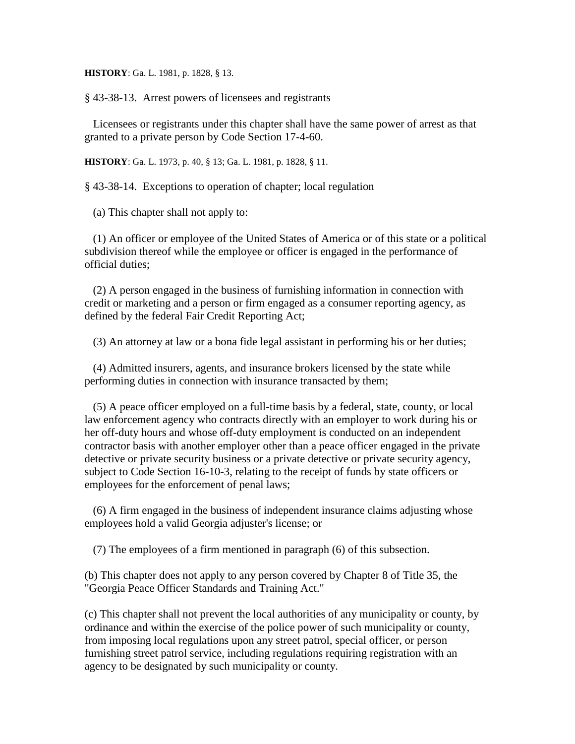**HISTORY**: Ga. L. 1981, p. 1828, § 13.

§ 43-38-13. Arrest powers of licensees and registrants

Licensees or registrants under this chapter shall have the same power of arrest as that granted to a private person by Code Section 17-4-60.

**HISTORY**: Ga. L. 1973, p. 40, § 13; Ga. L. 1981, p. 1828, § 11.

§ 43-38-14. Exceptions to operation of chapter; local regulation

(a) This chapter shall not apply to:

(1) An officer or employee of the United States of America or of this state or a political subdivision thereof while the employee or officer is engaged in the performance of official duties;

(2) A person engaged in the business of furnishing information in connection with credit or marketing and a person or firm engaged as a consumer reporting agency, as defined by the federal Fair Credit Reporting Act;

(3) An attorney at law or a bona fide legal assistant in performing his or her duties;

(4) Admitted insurers, agents, and insurance brokers licensed by the state while performing duties in connection with insurance transacted by them;

(5) A peace officer employed on a full-time basis by a federal, state, county, or local law enforcement agency who contracts directly with an employer to work during his or her off-duty hours and whose off-duty employment is conducted on an independent contractor basis with another employer other than a peace officer engaged in the private detective or private security business or a private detective or private security agency, subject to Code Section 16-10-3, relating to the receipt of funds by state officers or employees for the enforcement of penal laws;

(6) A firm engaged in the business of independent insurance claims adjusting whose employees hold a valid Georgia adjuster's license; or

(7) The employees of a firm mentioned in paragraph (6) of this subsection.

(b) This chapter does not apply to any person covered by Chapter 8 of Title 35, the "Georgia Peace Officer Standards and Training Act."

(c) This chapter shall not prevent the local authorities of any municipality or county, by ordinance and within the exercise of the police power of such municipality or county, from imposing local regulations upon any street patrol, special officer, or person furnishing street patrol service, including regulations requiring registration with an agency to be designated by such municipality or county.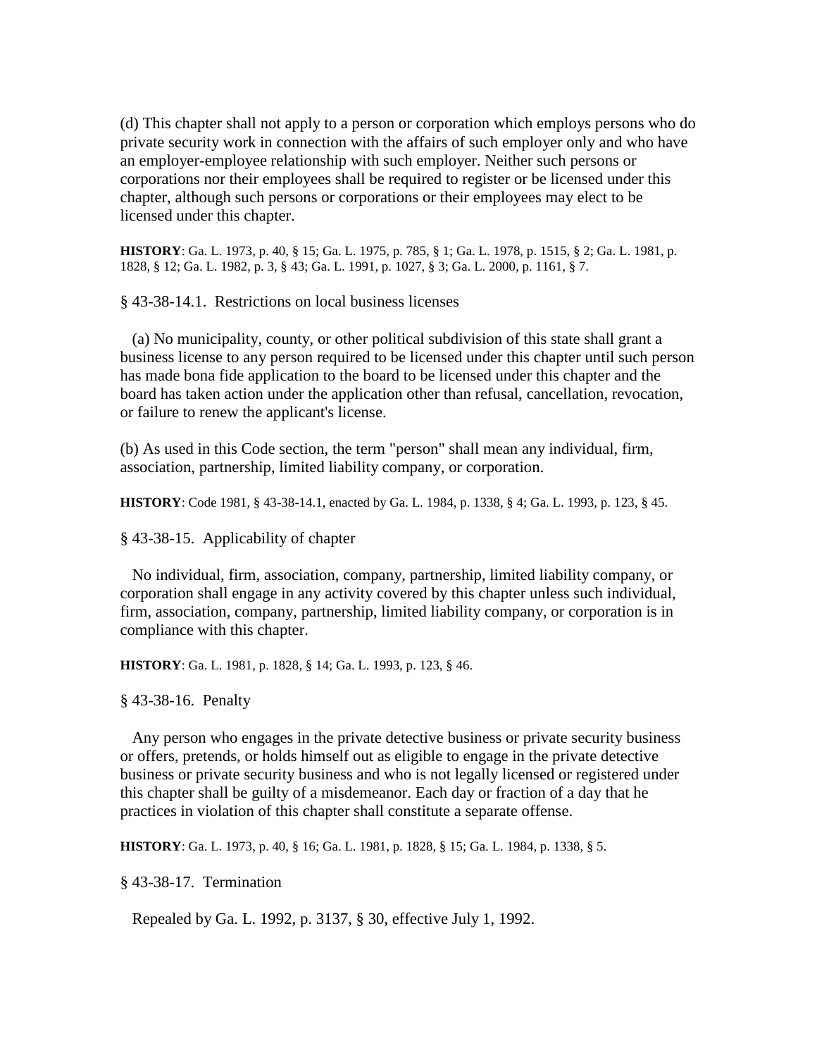(d) This chapter shall not apply to a person or corporation which employs persons who do private security work in connection with the affairs of such employer only and who have an employer-employee relationship with such employer. Neither such persons or corporations nor their employees shall be required to register or be licensed under this chapter, although such persons or corporations or their employees may elect to be licensed under this chapter.

**HISTORY**: Ga. L. 1973, p. 40, § 15; Ga. L. 1975, p. 785, § 1; Ga. L. 1978, p. 1515, § 2; Ga. L. 1981, p. 1828, § 12; Ga. L. 1982, p. 3, § 43; Ga. L. 1991, p. 1027, § 3; Ga. L. 2000, p. 1161, § 7.

§ 43-38-14.1. Restrictions on local business licenses

(a) No municipality, county, or other political subdivision of this state shall grant a business license to any person required to be licensed under this chapter until such person has made bona fide application to the board to be licensed under this chapter and the board has taken action under the application other than refusal, cancellation, revocation, or failure to renew the applicant's license.

(b) As used in this Code section, the term "person" shall mean any individual, firm, association, partnership, limited liability company, or corporation.

**HISTORY**: Code 1981, § 43-38-14.1, enacted by Ga. L. 1984, p. 1338, § 4; Ga. L. 1993, p. 123, § 45.

§ 43-38-15. Applicability of chapter

No individual, firm, association, company, partnership, limited liability company, or corporation shall engage in any activity covered by this chapter unless such individual, firm, association, company, partnership, limited liability company, or corporation is in compliance with this chapter.

**HISTORY**: Ga. L. 1981, p. 1828, § 14; Ga. L. 1993, p. 123, § 46.

§ 43-38-16. Penalty

Any person who engages in the private detective business or private security business or offers, pretends, or holds himself out as eligible to engage in the private detective business or private security business and who is not legally licensed or registered under this chapter shall be guilty of a misdemeanor. Each day or fraction of a day that he practices in violation of this chapter shall constitute a separate offense.

**HISTORY**: Ga. L. 1973, p. 40, § 16; Ga. L. 1981, p. 1828, § 15; Ga. L. 1984, p. 1338, § 5.

§ 43-38-17. Termination

Repealed by Ga. L. 1992, p. 3137, § 30, effective July 1, 1992.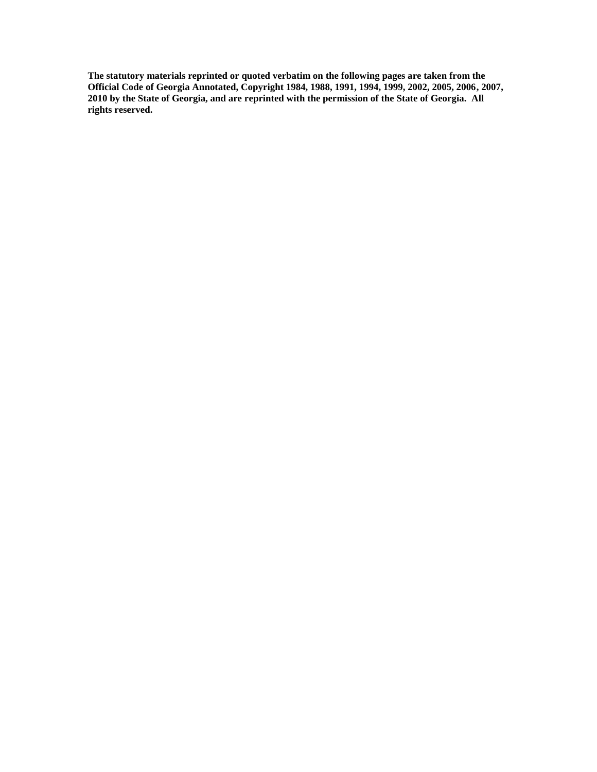**The statutory materials reprinted or quoted verbatim on the following pages are taken from the Official Code of Georgia Annotated, Copyright 1984, 1988, 1991, 1994, 1999, 2002, 2005, 2006, 2007, 2010 by the State of Georgia, and are reprinted with the permission of the State of Georgia. All rights reserved.**